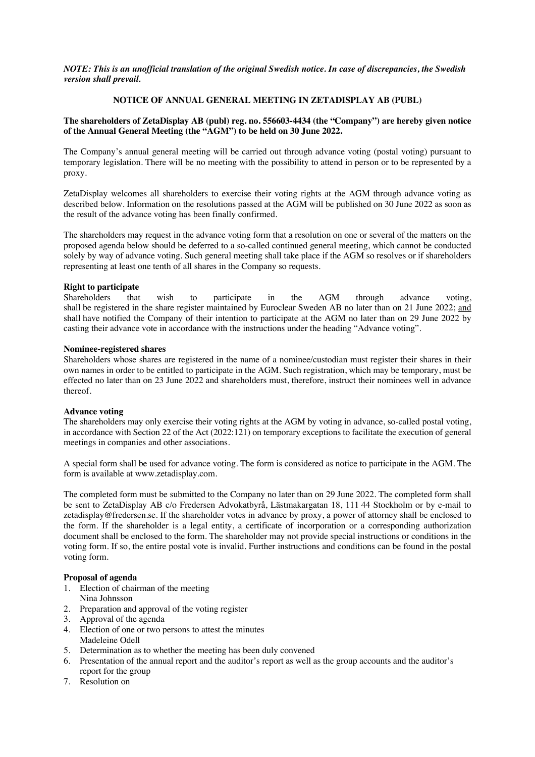*NOTE: This is an unofficial translation of the original Swedish notice. In case of discrepancies, the Swedish version shall prevail.*

# NOTICE OF ANNUAL GENERAL MEETING IN ZETADISPLAY AB (PUBL)

**The shareholders of ZetaDisplay AB (publ) reg. no. 556603-4434 (the "Company") are hereby given notice of the Annual General Meeting (the "AGM") to be held on 30 June 2022.**

The Company's annual general meeting will be carried out through advance voting (postal voting) pursuant to temporary legislation. There will be no meeting with the possibility to attend in person or to be represented by a proxy.

ZetaDisplay welcomes all shareholders to exercise their voting rights at the AGM through advance voting as described below. Information on the resolutions passed at the AGM will be published on 30 June 2022 as soon as the result of the advance voting has been finally confirmed.

The shareholders may request in the advance voting form that a resolution on one or several of the matters on the proposed agenda below should be deferred to a so-called continued general meeting, which cannot be conducted solely by way of advance voting. Such general meeting shall take place if the AGM so resolves or if shareholders representing at least one tenth of all shares in the Company so requests.

**Right to participate**

Shareholders that wish to participate in the AGM through advance voting, shall be registered in the share register maintained by Euroclear Sweden AB no later than on 21 June 2022; and shall have notified the Company of their intention to participate at the AGM no later than on 29 June 2022 by casting their advance vote in accordance with the instructions under the heading "Advance voting".

**Nominee-registered shares**

Shareholders whose shares are registered in the name of a nominee/custodian must register their shares in their own names in order to be entitled to participate in the AGM. Such registration, which may be temporary, must be effected no later than on 23 June 2022 and shareholders must, therefore, instruct their nominees well in advance thereof.

**Advance voting**

The shareholders may only exercise their voting rights at the AGM by voting in advance, so-called postal voting, in accordance with Section 22 of the Act (2022:121) on temporary exceptions to facilitate the execution of general meetings in companies and other associations.

A special form shall be used for advance voting. The form is considered as notice to participate in the AGM. The form is available at www.zetadisplay.com.

The completed form must be submitted to the Company no later than on 29 June 2022. The completed form shall be sent to ZetaDisplay AB c/o Fredersen Advokatbyrå, Lästmakargatan 18, 111 44 Stockholm or by e-mail to zetadisplay@fredersen.se. If the shareholder votes in advance by proxy, a power of attorney shall be enclosed to the form. If the shareholder is a legal entity, a certificate of incorporation or a corresponding authorization document shall be enclosed to the form. The shareholder may not provide special instructions or conditions in the voting form. If so, the entire postal vote is invalid. Further instructions and conditions can be found in the postal voting form.

**Proposal of agenda**

1. Election of chairman of the meeting
   Nina Johnsson
2. Preparation and approval of the voting register
3. Approval of the agenda
4. Election of one or two persons to attest the minutes
   Madeleine Odell
5. Determination as to whether the meeting has been duly convened
6. Presentation of the annual report and the auditor's report as well as the group accounts and the auditor's report for the group
7. Resolution on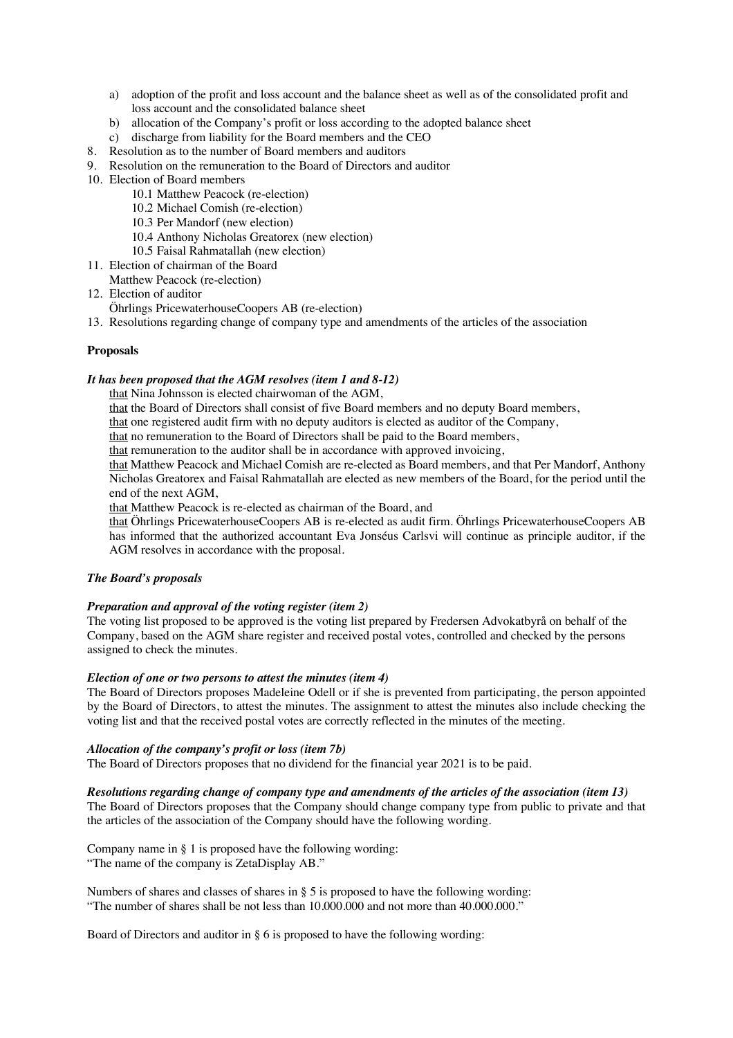a) adoption of the profit and loss account and the balance sheet as well as of the consolidated profit and loss account and the consolidated balance sheet
b) allocation of the Company's profit or loss according to the adopted balance sheet
c) discharge from liability for the Board members and the CEO

8. Resolution as to the number of Board members and auditors
9. Resolution on the remuneration to the Board of Directors and auditor
10. Election of Board members
    10.1 Matthew Peacock (re-election)
    10.2 Michael Comish (re-election)
    10.3 Per Mandorf (new election)
    10.4 Anthony Nicholas Greatorex (new election)
    10.5 Faisal Rahmatallah (new election)
11. Election of chairman of the Board
    Matthew Peacock (re-election)
12. Election of auditor
    Öhrlings PricewaterhouseCoopers AB (re-election)
13. Resolutions regarding change of company type and amendments of the articles of the association

**Proposals**

***It has been proposed that the AGM resolves (item 1 and 8-12)***

that Nina Johnsson is elected chairwoman of the AGM,
that the Board of Directors shall consist of five Board members and no deputy Board members,
that one registered audit firm with no deputy auditors is elected as auditor of the Company,
that no remuneration to the Board of Directors shall be paid to the Board members,
that remuneration to the auditor shall be in accordance with approved invoicing,
that Matthew Peacock and Michael Comish are re-elected as Board members, and that Per Mandorf, Anthony Nicholas Greatorex and Faisal Rahmatallah are elected as new members of the Board, for the period until the end of the next AGM,
that Matthew Peacock is re-elected as chairman of the Board, and
that Öhrlings PricewaterhouseCoopers AB is re-elected as audit firm. Öhrlings PricewaterhouseCoopers AB has informed that the authorized accountant Eva Jonséus Carlsvi will continue as principle auditor, if the AGM resolves in accordance with the proposal.

***The Board's proposals***

***Preparation and approval of the voting register (item 2)***

The voting list proposed to be approved is the voting list prepared by Fredersen Advokatbyrå on behalf of the Company, based on the AGM share register and received postal votes, controlled and checked by the persons assigned to check the minutes.

***Election of one or two persons to attest the minutes (item 4)***

The Board of Directors proposes Madeleine Odell or if she is prevented from participating, the person appointed by the Board of Directors, to attest the minutes. The assignment to attest the minutes also include checking the voting list and that the received postal votes are correctly reflected in the minutes of the meeting.

***Allocation of the company's profit or loss (item 7b)***

The Board of Directors proposes that no dividend for the financial year 2021 is to be paid.

***Resolutions regarding change of company type and amendments of the articles of the association (item 13)***

The Board of Directors proposes that the Company should change company type from public to private and that the articles of the association of the Company should have the following wording.

Company name in § 1 is proposed have the following wording:
"The name of the company is ZetaDisplay AB."

Numbers of shares and classes of shares in § 5 is proposed to have the following wording:
"The number of shares shall be not less than 10.000.000 and not more than 40.000.000."

Board of Directors and auditor in § 6 is proposed to have the following wording: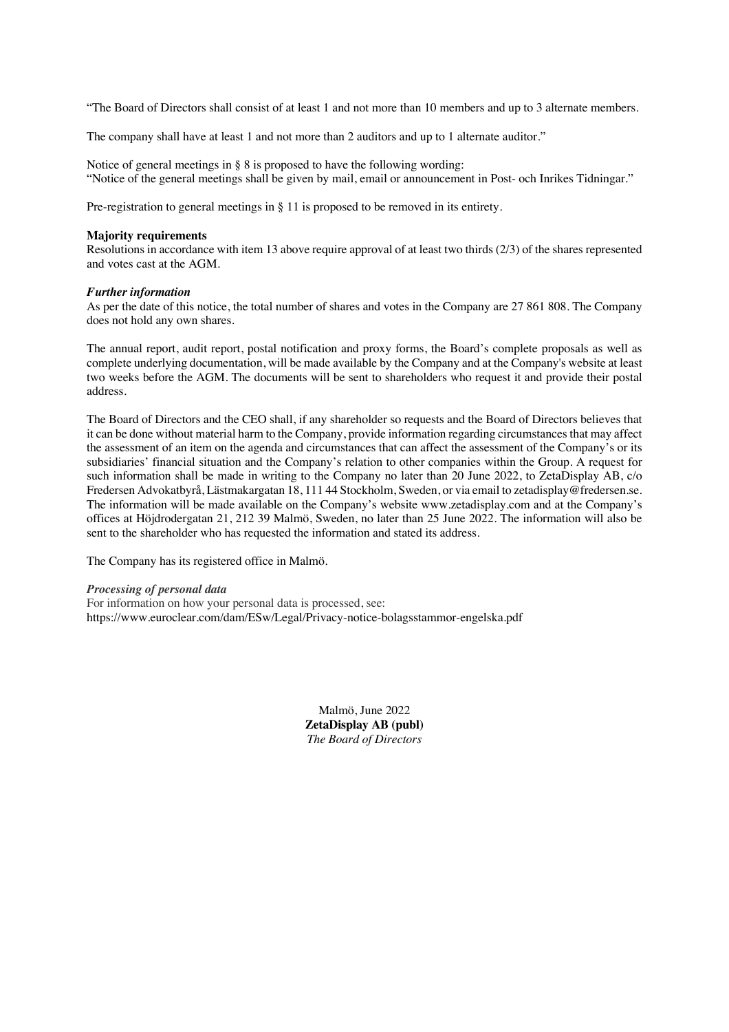"The Board of Directors shall consist of at least 1 and not more than 10 members and up to 3 alternate members.

The company shall have at least 1 and not more than 2 auditors and up to 1 alternate auditor."

Notice of general meetings in § 8 is proposed to have the following wording:
"Notice of the general meetings shall be given by mail, email or announcement in Post- och Inrikes Tidningar."

Pre-registration to general meetings in § 11 is proposed to be removed in its entirety.

**Majority requirements**
Resolutions in accordance with item 13 above require approval of at least two thirds (2/3) of the shares represented and votes cast at the AGM.

***Further information***
As per the date of this notice, the total number of shares and votes in the Company are 27 861 808. The Company does not hold any own shares.

The annual report, audit report, postal notification and proxy forms, the Board's complete proposals as well as complete underlying documentation, will be made available by the Company and at the Company's website at least two weeks before the AGM. The documents will be sent to shareholders who request it and provide their postal address.

The Board of Directors and the CEO shall, if any shareholder so requests and the Board of Directors believes that it can be done without material harm to the Company, provide information regarding circumstances that may affect the assessment of an item on the agenda and circumstances that can affect the assessment of the Company's or its subsidiaries' financial situation and the Company's relation to other companies within the Group. A request for such information shall be made in writing to the Company no later than 20 June 2022, to ZetaDisplay AB, c/o Fredersen Advokatbyrå, Lästmakargatan 18, 111 44 Stockholm, Sweden, or via email to zetadisplay@fredersen.se. The information will be made available on the Company's website www.zetadisplay.com and at the Company's offices at Höjdrodergatan 21, 212 39 Malmö, Sweden, no later than 25 June 2022. The information will also be sent to the shareholder who has requested the information and stated its address.

The Company has its registered office in Malmö.

***Processing of personal data***
For information on how your personal data is processed, see:
https://www.euroclear.com/dam/ESw/Legal/Privacy-notice-bolagsstammor-engelska.pdf

Malmö, June 2022
**ZetaDisplay AB (publ)**
*The Board of Directors*